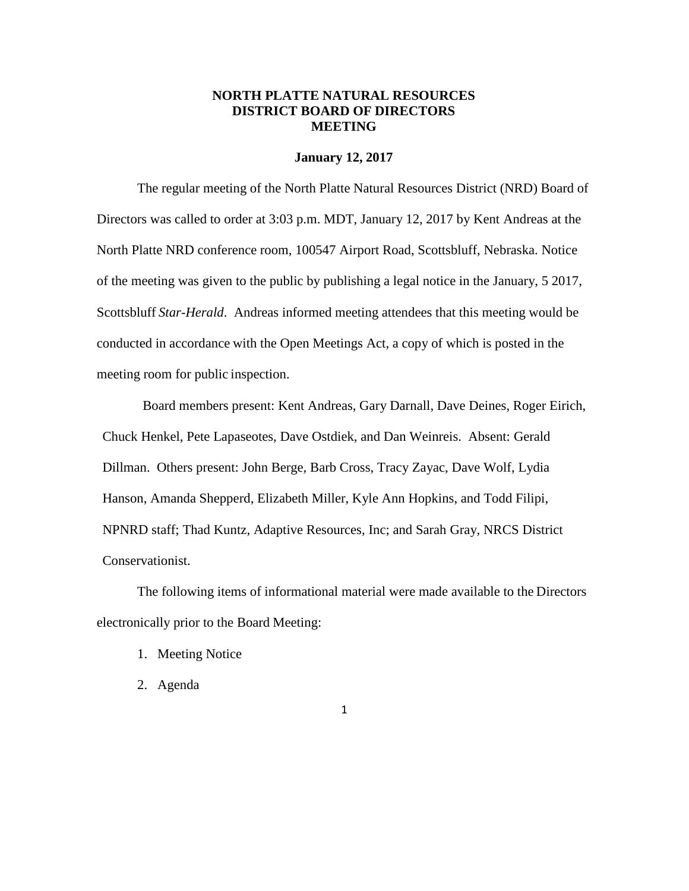# NORTH PLATTE NATURAL RESOURCES DISTRICT BOARD OF DIRECTORS MEETING

**January 12, 2017**

The regular meeting of the North Platte Natural Resources District (NRD) Board of Directors was called to order at 3:03 p.m. MDT, January 12, 2017 by Kent Andreas at the North Platte NRD conference room, 100547 Airport Road, Scottsbluff, Nebraska. Notice of the meeting was given to the public by publishing a legal notice in the January, 5 2017, Scottsbluff *Star-Herald*. Andreas informed meeting attendees that this meeting would be conducted in accordance with the Open Meetings Act, a copy of which is posted in the meeting room for public inspection.

Board members present: Kent Andreas, Gary Darnall, Dave Deines, Roger Eirich, Chuck Henkel, Pete Lapaseotes, Dave Ostdiek, and Dan Weinreis. Absent: Gerald Dillman. Others present: John Berge, Barb Cross, Tracy Zayac, Dave Wolf, Lydia Hanson, Amanda Shepperd, Elizabeth Miller, Kyle Ann Hopkins, and Todd Filipi, NPNRD staff; Thad Kuntz, Adaptive Resources, Inc; and Sarah Gray, NRCS District Conservationist.

The following items of informational material were made available to the Directors electronically prior to the Board Meeting:

1. Meeting Notice
2. Agenda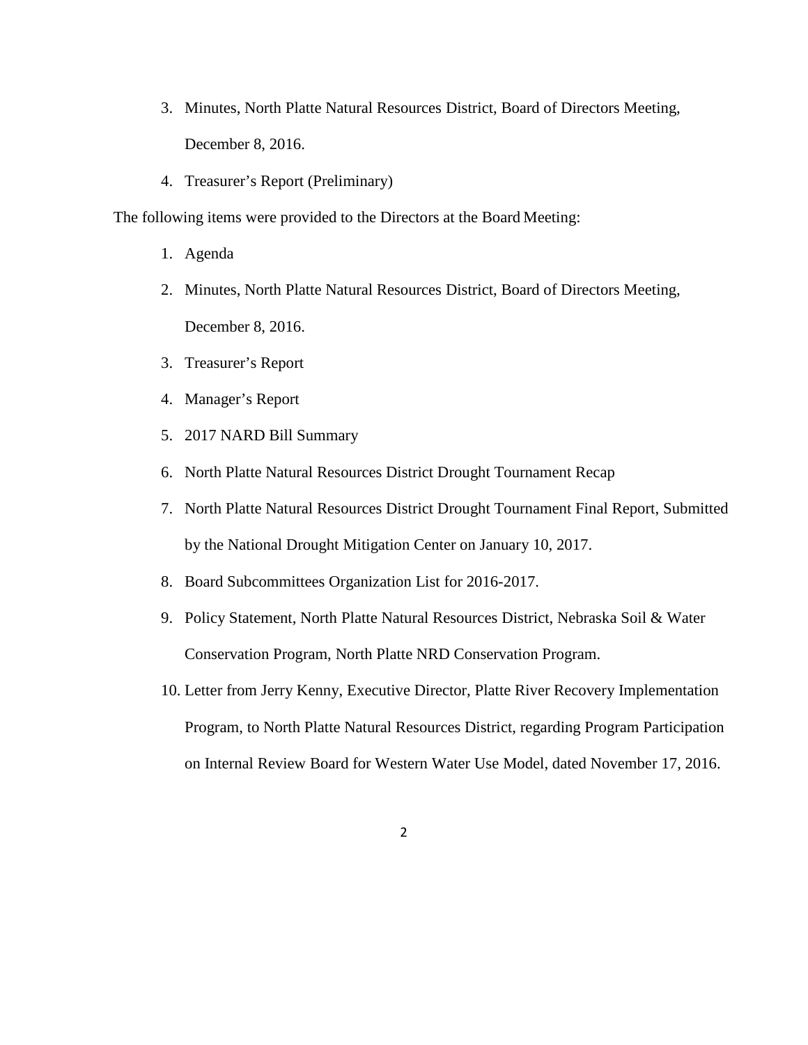3. Minutes, North Platte Natural Resources District, Board of Directors Meeting, December 8, 2016.
4. Treasurer's Report (Preliminary)

The following items were provided to the Directors at the Board Meeting:

1. Agenda
2. Minutes, North Platte Natural Resources District, Board of Directors Meeting, December 8, 2016.
3. Treasurer's Report
4. Manager's Report
5. 2017 NARD Bill Summary
6. North Platte Natural Resources District Drought Tournament Recap
7. North Platte Natural Resources District Drought Tournament Final Report, Submitted by the National Drought Mitigation Center on January 10, 2017.
8. Board Subcommittees Organization List for 2016-2017.
9. Policy Statement, North Platte Natural Resources District, Nebraska Soil & Water Conservation Program, North Platte NRD Conservation Program.
10. Letter from Jerry Kenny, Executive Director, Platte River Recovery Implementation Program, to North Platte Natural Resources District, regarding Program Participation on Internal Review Board for Western Water Use Model, dated November 17, 2016.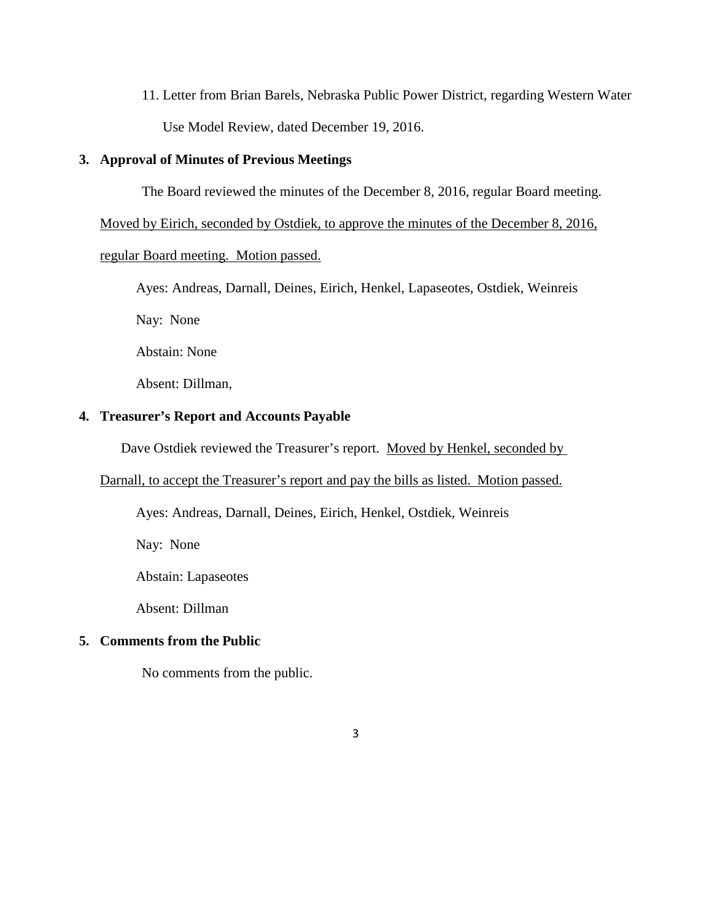11. Letter from Brian Barels, Nebraska Public Power District, regarding Western Water Use Model Review, dated December 19, 2016.

**3. Approval of Minutes of Previous Meetings**

The Board reviewed the minutes of the December 8, 2016, regular Board meeting. Moved by Eirich, seconded by Ostdiek, to approve the minutes of the December 8, 2016, regular Board meeting. Motion passed.

Ayes: Andreas, Darnall, Deines, Eirich, Henkel, Lapaseotes, Ostdiek, Weinreis

Nay: None

Abstain: None

Absent: Dillman,

**4. Treasurer's Report and Accounts Payable**

Dave Ostdiek reviewed the Treasurer's report. Moved by Henkel, seconded by Darnall, to accept the Treasurer's report and pay the bills as listed. Motion passed.

Ayes: Andreas, Darnall, Deines, Eirich, Henkel, Ostdiek, Weinreis

Nay: None

Abstain: Lapaseotes

Absent: Dillman

**5. Comments from the Public**

No comments from the public.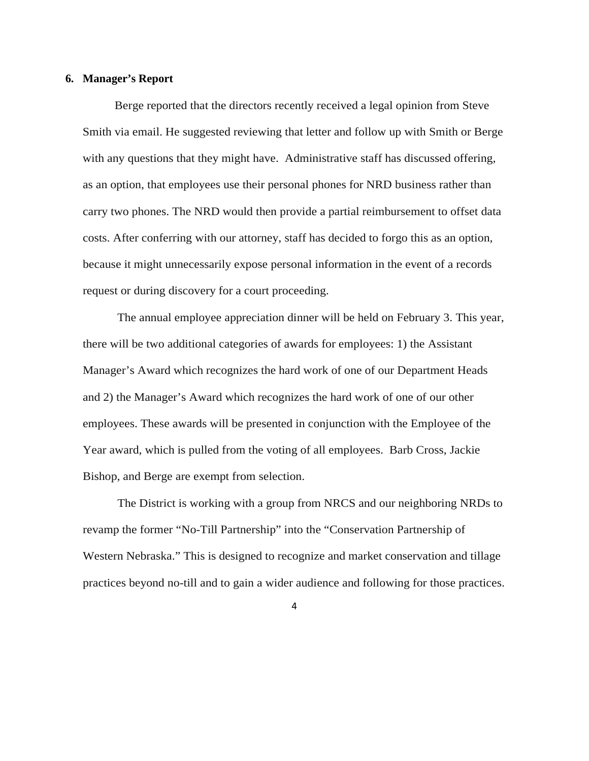## 6. Manager's Report

Berge reported that the directors recently received a legal opinion from Steve Smith via email. He suggested reviewing that letter and follow up with Smith or Berge with any questions that they might have. Administrative staff has discussed offering, as an option, that employees use their personal phones for NRD business rather than carry two phones. The NRD would then provide a partial reimbursement to offset data costs. After conferring with our attorney, staff has decided to forgo this as an option, because it might unnecessarily expose personal information in the event of a records request or during discovery for a court proceeding.

The annual employee appreciation dinner will be held on February 3. This year, there will be two additional categories of awards for employees: 1) the Assistant Manager's Award which recognizes the hard work of one of our Department Heads and 2) the Manager's Award which recognizes the hard work of one of our other employees. These awards will be presented in conjunction with the Employee of the Year award, which is pulled from the voting of all employees. Barb Cross, Jackie Bishop, and Berge are exempt from selection.

The District is working with a group from NRCS and our neighboring NRDs to revamp the former "No-Till Partnership" into the "Conservation Partnership of Western Nebraska." This is designed to recognize and market conservation and tillage practices beyond no-till and to gain a wider audience and following for those practices.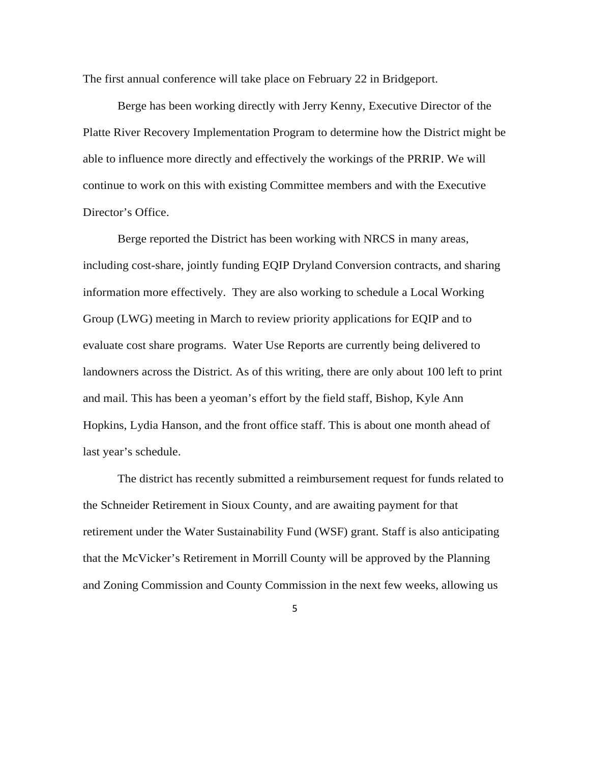The first annual conference will take place on February 22 in Bridgeport.

Berge has been working directly with Jerry Kenny, Executive Director of the Platte River Recovery Implementation Program to determine how the District might be able to influence more directly and effectively the workings of the PRRIP. We will continue to work on this with existing Committee members and with the Executive Director's Office.

Berge reported the District has been working with NRCS in many areas, including cost-share, jointly funding EQIP Dryland Conversion contracts, and sharing information more effectively. They are also working to schedule a Local Working Group (LWG) meeting in March to review priority applications for EQIP and to evaluate cost share programs. Water Use Reports are currently being delivered to landowners across the District. As of this writing, there are only about 100 left to print and mail. This has been a yeoman's effort by the field staff, Bishop, Kyle Ann Hopkins, Lydia Hanson, and the front office staff. This is about one month ahead of last year's schedule.

The district has recently submitted a reimbursement request for funds related to the Schneider Retirement in Sioux County, and are awaiting payment for that retirement under the Water Sustainability Fund (WSF) grant. Staff is also anticipating that the McVicker's Retirement in Morrill County will be approved by the Planning and Zoning Commission and County Commission in the next few weeks, allowing us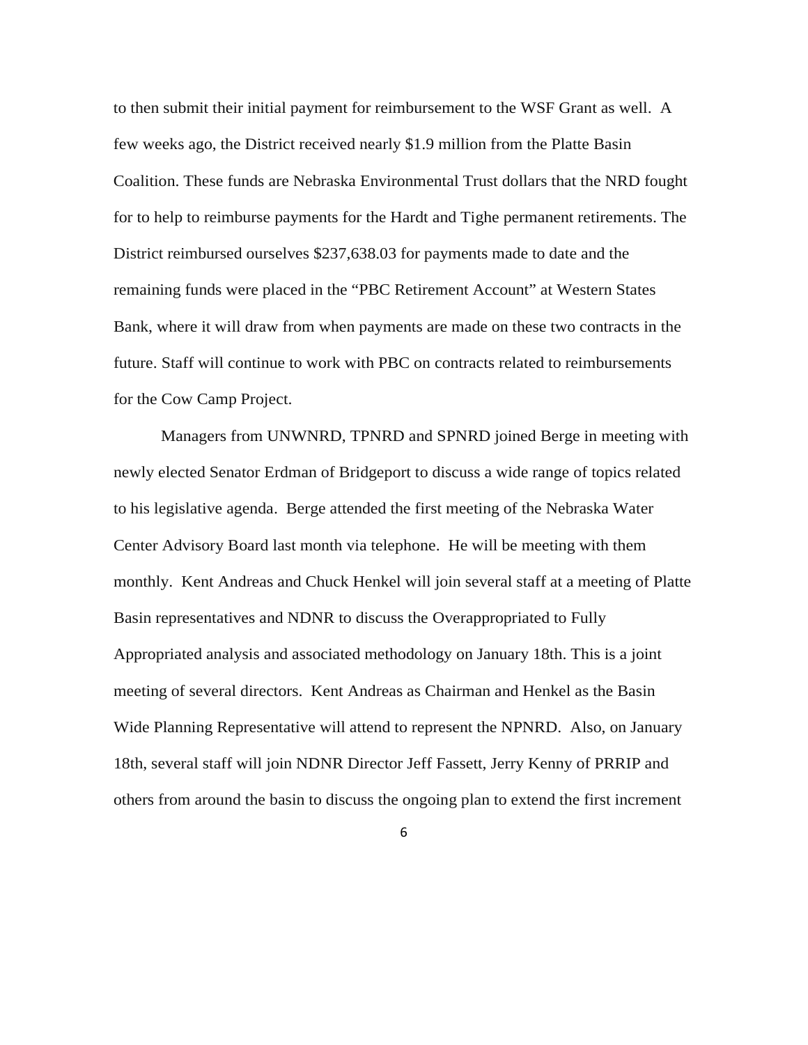to then submit their initial payment for reimbursement to the WSF Grant as well. A few weeks ago, the District received nearly $1.9 million from the Platte Basin Coalition. These funds are Nebraska Environmental Trust dollars that the NRD fought for to help to reimburse payments for the Hardt and Tighe permanent retirements. The District reimbursed ourselves $237,638.03 for payments made to date and the remaining funds were placed in the "PBC Retirement Account" at Western States Bank, where it will draw from when payments are made on these two contracts in the future. Staff will continue to work with PBC on contracts related to reimbursements for the Cow Camp Project.

Managers from UNWNRD, TPNRD and SPNRD joined Berge in meeting with newly elected Senator Erdman of Bridgeport to discuss a wide range of topics related to his legislative agenda. Berge attended the first meeting of the Nebraska Water Center Advisory Board last month via telephone. He will be meeting with them monthly. Kent Andreas and Chuck Henkel will join several staff at a meeting of Platte Basin representatives and NDNR to discuss the Overappropriated to Fully Appropriated analysis and associated methodology on January 18th. This is a joint meeting of several directors. Kent Andreas as Chairman and Henkel as the Basin Wide Planning Representative will attend to represent the NPNRD. Also, on January 18th, several staff will join NDNR Director Jeff Fassett, Jerry Kenny of PRRIP and others from around the basin to discuss the ongoing plan to extend the first increment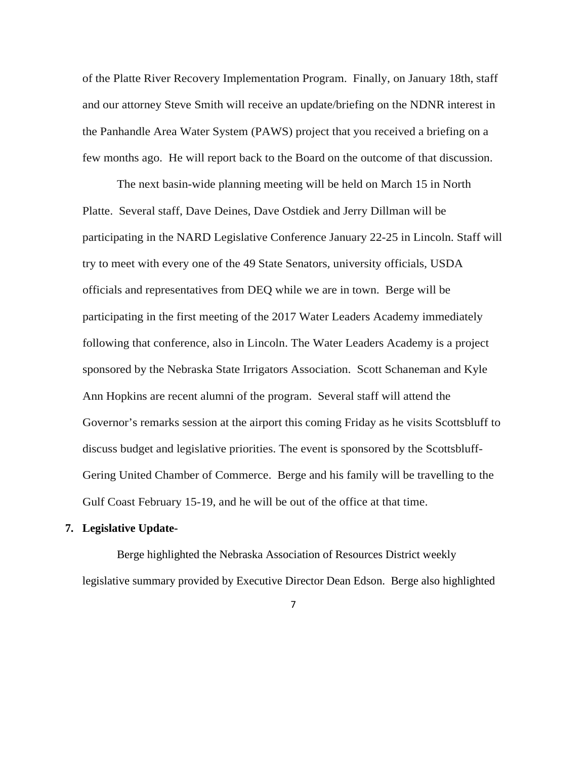of the Platte River Recovery Implementation Program. Finally, on January 18th, staff and our attorney Steve Smith will receive an update/briefing on the NDNR interest in the Panhandle Area Water System (PAWS) project that you received a briefing on a few months ago. He will report back to the Board on the outcome of that discussion.

The next basin-wide planning meeting will be held on March 15 in North Platte. Several staff, Dave Deines, Dave Ostdiek and Jerry Dillman will be participating in the NARD Legislative Conference January 22-25 in Lincoln. Staff will try to meet with every one of the 49 State Senators, university officials, USDA officials and representatives from DEQ while we are in town. Berge will be participating in the first meeting of the 2017 Water Leaders Academy immediately following that conference, also in Lincoln. The Water Leaders Academy is a project sponsored by the Nebraska State Irrigators Association. Scott Schaneman and Kyle Ann Hopkins are recent alumni of the program. Several staff will attend the Governor's remarks session at the airport this coming Friday as he visits Scottsbluff to discuss budget and legislative priorities. The event is sponsored by the Scottsbluff-Gering United Chamber of Commerce. Berge and his family will be travelling to the Gulf Coast February 15-19, and he will be out of the office at that time.

**7. Legislative Update-**

Berge highlighted the Nebraska Association of Resources District weekly legislative summary provided by Executive Director Dean Edson. Berge also highlighted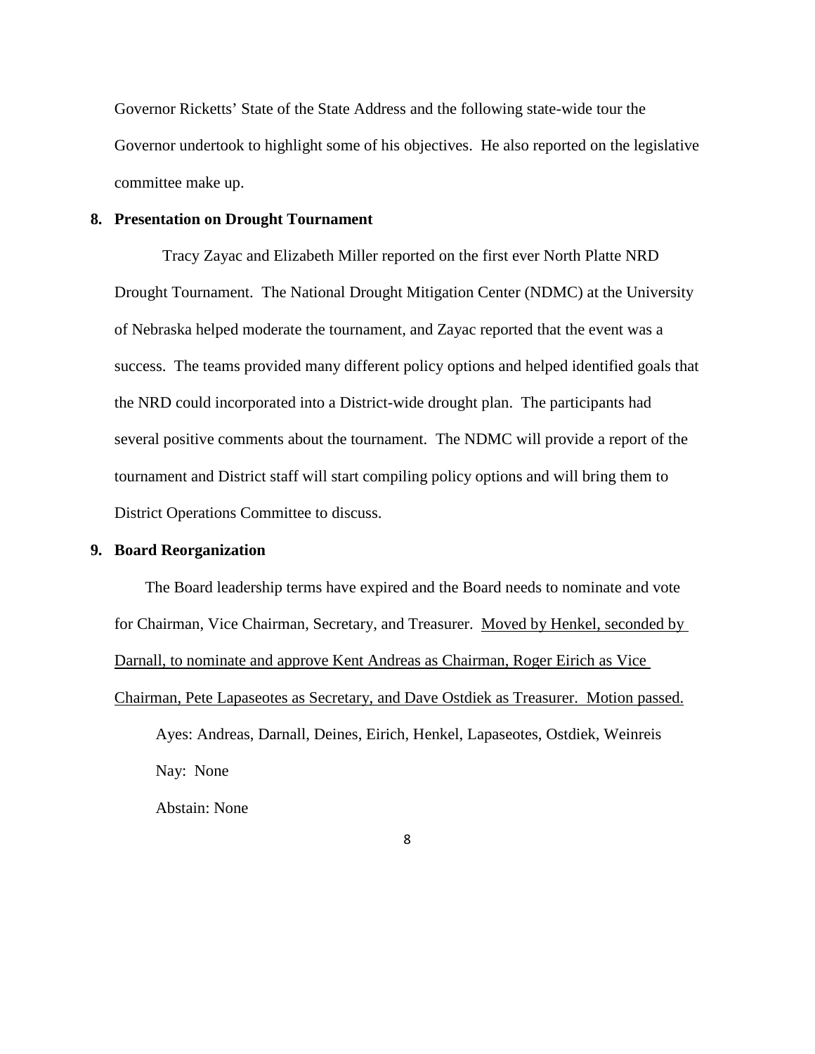Governor Ricketts' State of the State Address and the following state-wide tour the Governor undertook to highlight some of his objectives. He also reported on the legislative committee make up.

**8. Presentation on Drought Tournament**

Tracy Zayac and Elizabeth Miller reported on the first ever North Platte NRD Drought Tournament. The National Drought Mitigation Center (NDMC) at the University of Nebraska helped moderate the tournament, and Zayac reported that the event was a success. The teams provided many different policy options and helped identified goals that the NRD could incorporated into a District-wide drought plan. The participants had several positive comments about the tournament. The NDMC will provide a report of the tournament and District staff will start compiling policy options and will bring them to District Operations Committee to discuss.

**9. Board Reorganization**

The Board leadership terms have expired and the Board needs to nominate and vote for Chairman, Vice Chairman, Secretary, and Treasurer. <u>Moved by Henkel, seconded by Darnall, to nominate and approve Kent Andreas as Chairman, Roger Eirich as Vice Chairman, Pete Lapaseotes as Secretary, and Dave Ostdiek as Treasurer. Motion passed.</u>

Ayes: Andreas, Darnall, Deines, Eirich, Henkel, Lapaseotes, Ostdiek, Weinreis

Nay: None

Abstain: None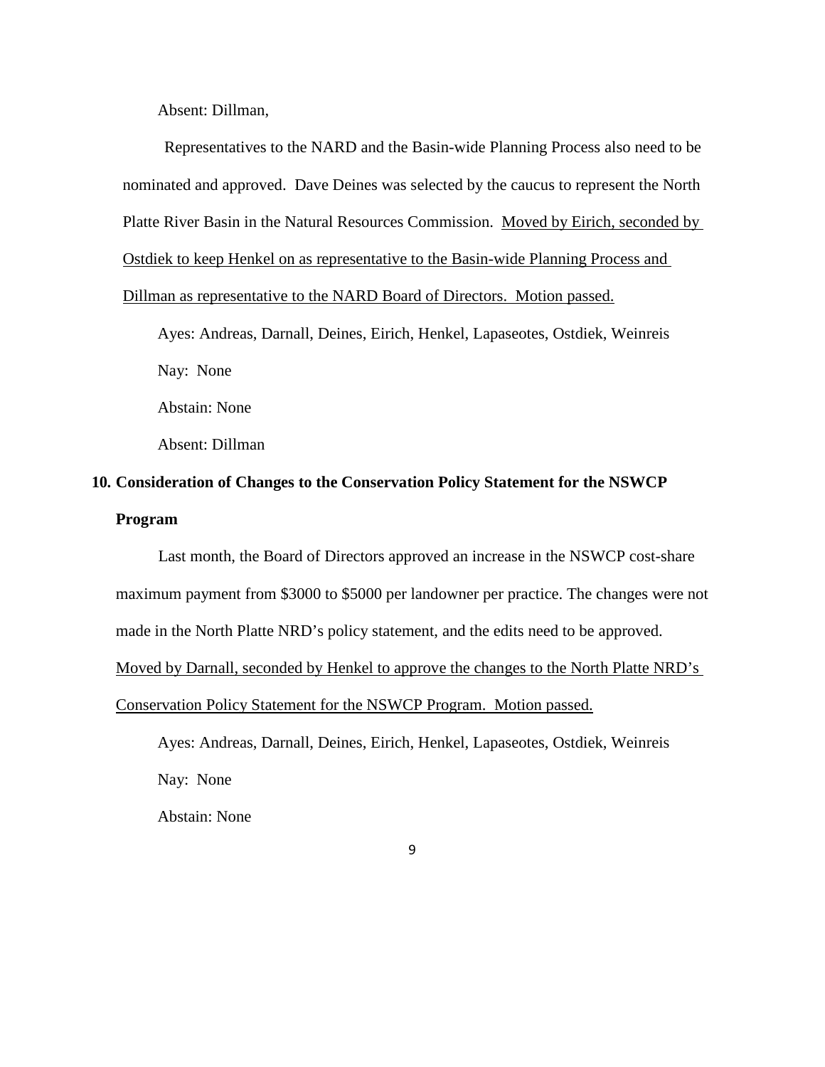Absent: Dillman,

Representatives to the NARD and the Basin-wide Planning Process also need to be nominated and approved. Dave Deines was selected by the caucus to represent the North Platte River Basin in the Natural Resources Commission. <u>Moved by Eirich, seconded by Ostdiek to keep Henkel on as representative to the Basin-wide Planning Process and Dillman as representative to the NARD Board of Directors. Motion passed.</u>

Ayes: Andreas, Darnall, Deines, Eirich, Henkel, Lapaseotes, Ostdiek, Weinreis

Nay: None

Abstain: None

Absent: Dillman

**10. Consideration of Changes to the Conservation Policy Statement for the NSWCP Program**

Last month, the Board of Directors approved an increase in the NSWCP cost-share maximum payment from $3000 to $5000 per landowner per practice. The changes were not made in the North Platte NRD's policy statement, and the edits need to be approved. <u>Moved by Darnall, seconded by Henkel to approve the changes to the North Platte NRD's Conservation Policy Statement for the NSWCP Program. Motion passed.</u>

Ayes: Andreas, Darnall, Deines, Eirich, Henkel, Lapaseotes, Ostdiek, Weinreis

Nay: None

Abstain: None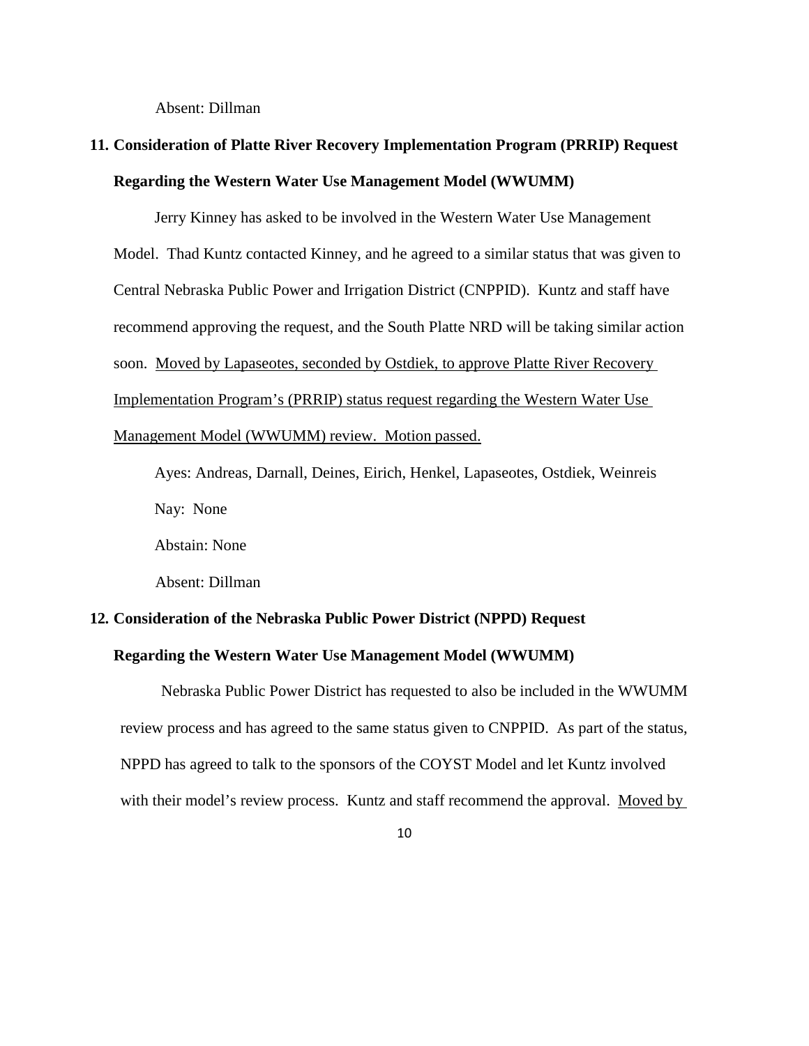Absent: Dillman

**11. Consideration of Platte River Recovery Implementation Program (PRRIP) Request Regarding the Western Water Use Management Model (WWUMM)**

Jerry Kinney has asked to be involved in the Western Water Use Management Model. Thad Kuntz contacted Kinney, and he agreed to a similar status that was given to Central Nebraska Public Power and Irrigation District (CNPPID). Kuntz and staff have recommend approving the request, and the South Platte NRD will be taking similar action soon. <u>Moved by Lapaseotes, seconded by Ostdiek, to approve Platte River Recovery Implementation Program's (PRRIP) status request regarding the Western Water Use Management Model (WWUMM) review. Motion passed.</u>

Ayes: Andreas, Darnall, Deines, Eirich, Henkel, Lapaseotes, Ostdiek, Weinreis

Nay: None

Abstain: None

Absent: Dillman

**12. Consideration of the Nebraska Public Power District (NPPD) Request Regarding the Western Water Use Management Model (WWUMM)**

Nebraska Public Power District has requested to also be included in the WWUMM review process and has agreed to the same status given to CNPPID. As part of the status, NPPD has agreed to talk to the sponsors of the COYST Model and let Kuntz involved with their model's review process. Kuntz and staff recommend the approval. <u>Moved by</u>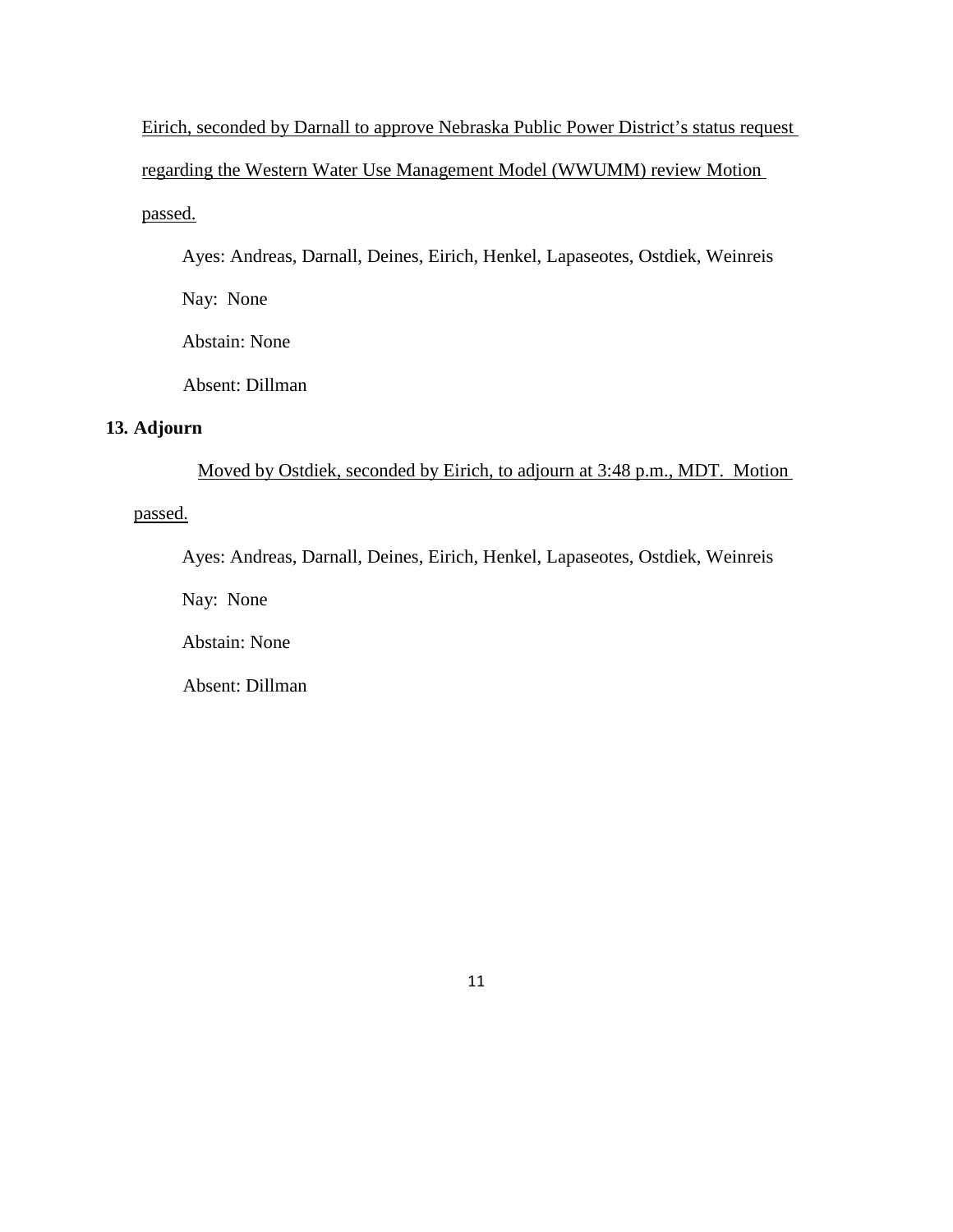Eirich, seconded by Darnall to approve Nebraska Public Power District's status request regarding the Western Water Use Management Model (WWUMM) review Motion passed.

Ayes: Andreas, Darnall, Deines, Eirich, Henkel, Lapaseotes, Ostdiek, Weinreis

Nay: None

Abstain: None

Absent: Dillman

**13. Adjourn**

Moved by Ostdiek, seconded by Eirich, to adjourn at 3:48 p.m., MDT. Motion passed.

Ayes: Andreas, Darnall, Deines, Eirich, Henkel, Lapaseotes, Ostdiek, Weinreis

Nay: None

Abstain: None

Absent: Dillman